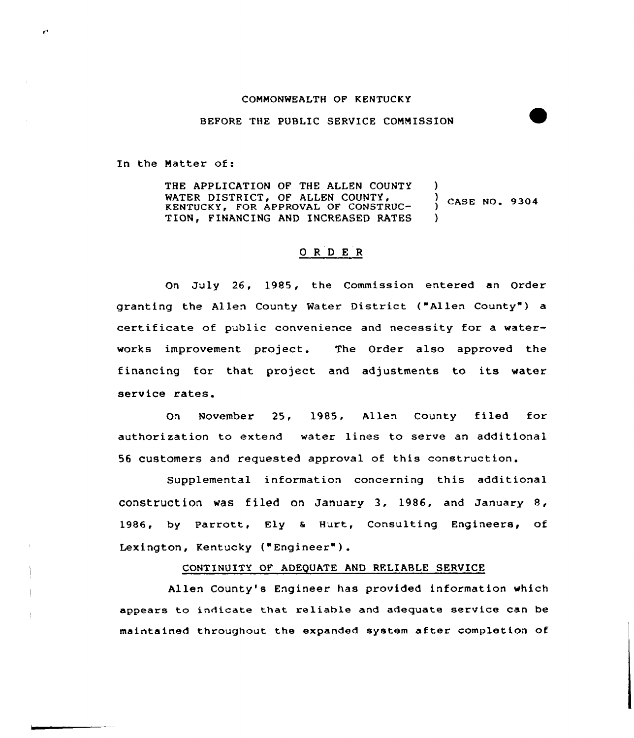COMMONWEALTH OF KENTUCKY

BEFORE THE PUBLIC SERVICE COMMISSION

In the Matter of:

THE APPLICATION OF THE ALLEN COUNTY WATER DISTRICT, OF ALLEN COUNTY, KENTUCKY, FOR APPROVAL OF CONSTRUCTION, FINANCING AND INCREASED RATES ) CASE NO. 9304

## O R D E R

On July 26, 1985, the Commission entered an Order granting the Allen County Water District ("Allen County") a certificate of public convenience and necessity for a waterworks improvement project. The Order also approved the financing for that project and adjustments to its water service rates.

On November 25, 1985, Allen County filed for authorization to extend water lines to serve an additional 56 customers and requested approval of this construction.

Supplemental information concerning this additional construction was filed on January 3, 1986, and January 8, 1986, by Parrott, Ely & Hurt, Consulting Engineers, of Lexington, Kentucky ("Engineer").

### CONTINUITY OF ADEQUATE AND RELIABLE SERVICE

Allen County's Engineer has provided information which appears to indicate that reliable and adequate service can be maintained throughout the expanded system after completion of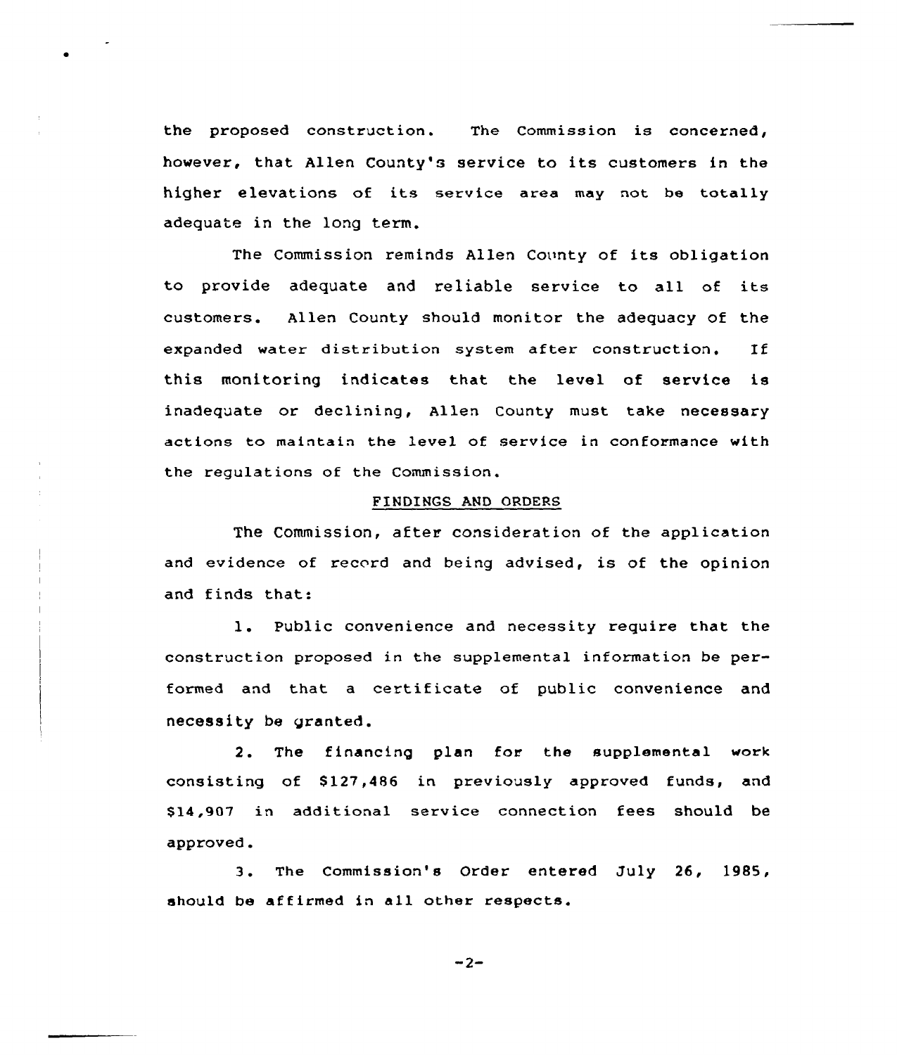the proposed construction. The Commission is concerned, however, that Allen County's service to its customers in the higher elevations of its service area may not be totally adequate in the long term.

The Commission reminds Allen County of its obligation to provide adequate and reliable service to all of its customers. Allen County should monitor the adequacy of the expanded water distribution system after construction. If this monitoring indicates that the level of service is inadequate or declining, Allen County must take necessary actions to maintain the level of service in conformance with the regulations of the Commission.

## FINDINGS AND ORDERS

The Commission, after consideration of the application and evidence of record and being advised, is of the opinion and finds that:

1. Public convenience and necessity require that the construction proposed in the supplemental information be performed and that a certificate of public convenience and necessity be granted.

2. The financing plan for the supplemental work consisting of $127,486 in previously approved funds, and $14,907 in additional service connection fees should be approved.

3. The Commission's Order entered July 26, 1985, should be affirmed in all other respects.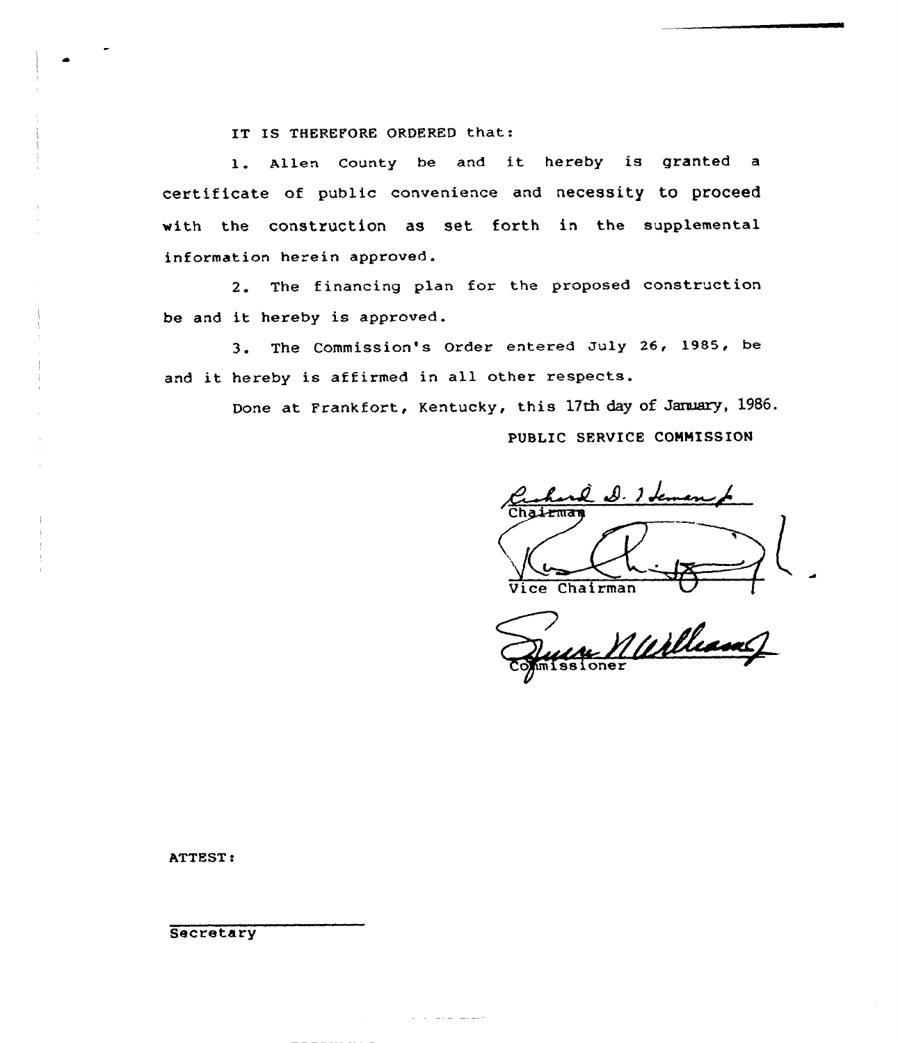IT IS THEREFORE ORDERED that:

1. Allen County be and it hereby is granted a certificate of public convenience and necessity to proceed with the construction as set forth in the supplemental information herein approved.

2. The financing plan for the proposed construction be and it hereby is approved.

3. The Commission's Order entered July 26, 1985, be and it hereby is affirmed in all other respects.

Done at Frankfort, Kentucky, this 17th day of January, 1986.

PUBLIC SERVICE COMMISSION

Richard D. Heman Jr.
Chairman

Vice Chairman

Commissioner

ATTEST:

Secretary